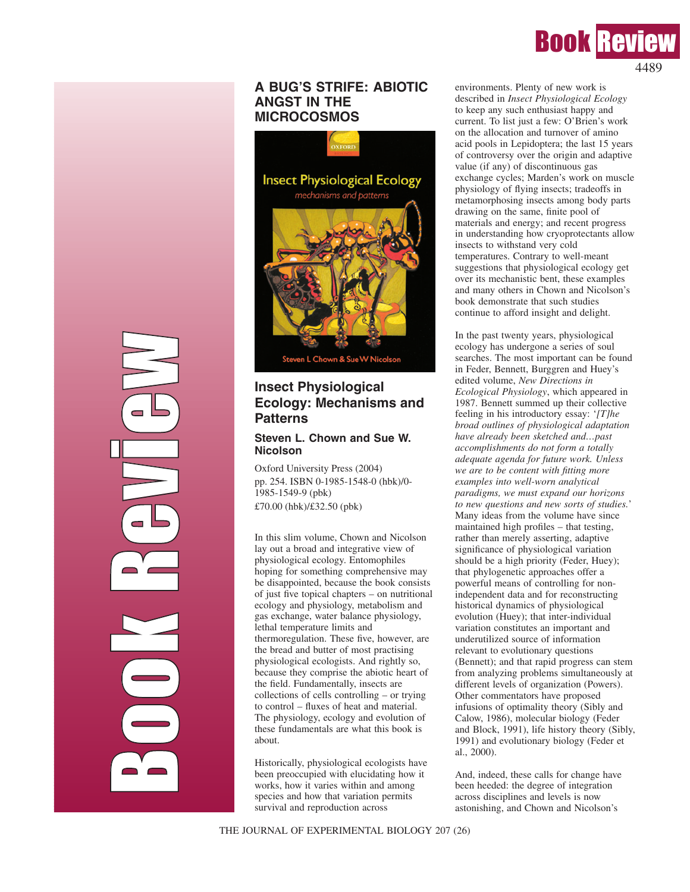# A BUG'S STRIFE: ABIOTIC ANGST IN THE MICROCOSMOS

## Insect Physiological Ecology: Mechanisms and Patterns

### Steven L. Chown and Sue W. Nicolson

Oxford University Press (2004)
pp. 254. ISBN 0-1985-1548-0 (hbk)/0-1985-1549-9 (pbk)
£70.00 (hbk)/£32.50 (pbk)

In this slim volume, Chown and Nicolson lay out a broad and integrative view of physiological ecology. Entomophiles hoping for something comprehensive may be disappointed, because the book consists of just five topical chapters – on nutritional ecology and physiology, metabolism and gas exchange, water balance physiology, lethal temperature limits and thermoregulation. These five, however, are the bread and butter of most practising physiological ecologists. And rightly so, because they comprise the abiotic heart of the field. Fundamentally, insects are collections of cells controlling – or trying to control – fluxes of heat and material. The physiology, ecology and evolution of these fundamentals are what this book is about.

Historically, physiological ecologists have been preoccupied with elucidating how it works, how it varies within and among species and how that variation permits survival and reproduction across environments. Plenty of new work is described in *Insect Physiological Ecology* to keep any such enthusiast happy and current. To list just a few: O'Brien's work on the allocation and turnover of amino acid pools in Lepidoptera; the last 15 years of controversy over the origin and adaptive value (if any) of discontinuous gas exchange cycles; Marden's work on muscle physiology of flying insects; tradeoffs in metamorphosing insects among body parts drawing on the same, finite pool of materials and energy; and recent progress in understanding how cryoprotectants allow insects to withstand very cold temperatures. Contrary to well-meant suggestions that physiological ecology get over its mechanistic bent, these examples and many others in Chown and Nicolson's book demonstrate that such studies continue to afford insight and delight.

In the past twenty years, physiological ecology has undergone a series of soul searches. The most important can be found in Feder, Bennett, Burggren and Huey's edited volume, *New Directions in Ecological Physiology*, which appeared in 1987. Bennett summed up their collective feeling in his introductory essay: '*[T]he broad outlines of physiological adaptation have already been sketched and...past accomplishments do not form a totally adequate agenda for future work. Unless we are to be content with fitting more examples into well-worn analytical paradigms, we must expand our horizons to new questions and new sorts of studies.*' Many ideas from the volume have since maintained high profiles – that testing, rather than merely asserting, adaptive significance of physiological variation should be a high priority (Feder, Huey); that phylogenetic approaches offer a powerful means of controlling for non-independent data and for reconstructing historical dynamics of physiological evolution (Huey); that inter-individual variation constitutes an important and underutilized source of information relevant to evolutionary questions (Bennett); and that rapid progress can stem from analyzing problems simultaneously at different levels of organization (Powers). Other commentators have proposed infusions of optimality theory (Sibly and Calow, 1986), molecular biology (Feder and Block, 1991), life history theory (Sibly, 1991) and evolutionary biology (Feder et al., 2000).

And, indeed, these calls for change have been heeded: the degree of integration across disciplines and levels is now astonishing, and Chown and Nicolson's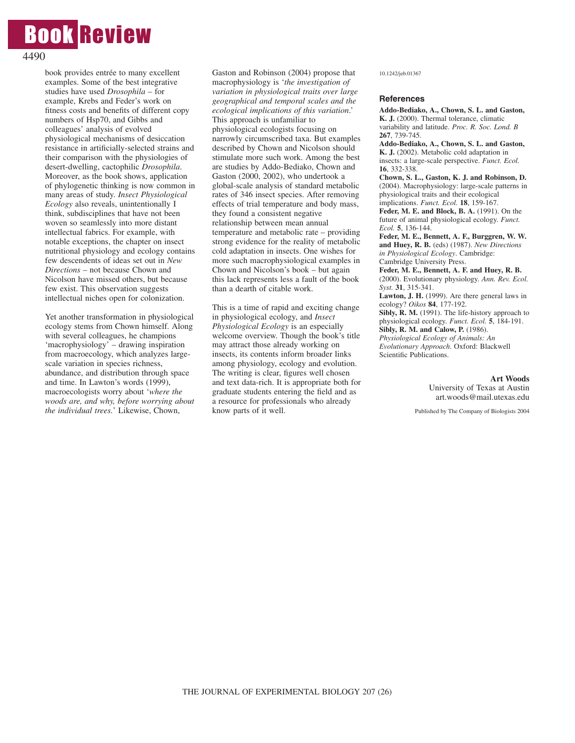book provides entrée to many excellent examples. Some of the best integrative studies have used *Drosophila* – for example, Krebs and Feder's work on fitness costs and benefits of different copy numbers of Hsp70, and Gibbs and colleagues' analysis of evolved physiological mechanisms of desiccation resistance in artificially-selected strains and their comparison with the physiologies of desert-dwelling, cactophilic *Drosophila*. Moreover, as the book shows, application of phylogenetic thinking is now common in many areas of study. *Insect Physiological Ecology* also reveals, unintentionally I think, subdisciplines that have not been woven so seamlessly into more distant intellectual fabrics. For example, with notable exceptions, the chapter on insect nutritional physiology and ecology contains few descendents of ideas set out in *New Directions* – not because Chown and Nicolson have missed others, but because few exist. This observation suggests intellectual niches open for colonization.

Yet another transformation in physiological ecology stems from Chown himself. Along with several colleagues, he champions 'macrophysiology' – drawing inspiration from macroecology, which analyzes large-scale variation in species richness, abundance, and distribution through space and time. In Lawton's words (1999), macroecologists worry about '*where the woods are, and why, before worrying about the individual trees.*' Likewise, Chown, Gaston and Robinson (2004) propose that macrophysiology is '*the investigation of variation in physiological traits over large geographical and temporal scales and the ecological implications of this variation*.' This approach is unfamiliar to physiological ecologists focusing on narrowly circumscribed taxa. But examples described by Chown and Nicolson should stimulate more such work. Among the best are studies by Addo-Bediako, Chown and Gaston (2000, 2002), who undertook a global-scale analysis of standard metabolic rates of 346 insect species. After removing effects of trial temperature and body mass, they found a consistent negative relationship between mean annual temperature and metabolic rate – providing strong evidence for the reality of metabolic cold adaptation in insects. One wishes for more such macrophysiological examples in Chown and Nicolson's book – but again this lack represents less a fault of the book than a dearth of citable work.

This is a time of rapid and exciting change in physiological ecology, and *Insect Physiological Ecology* is an especially welcome overview. Though the book's title may attract those already working on insects, its contents inform broader links among physiology, ecology and evolution. The writing is clear, figures well chosen and text data-rich. It is appropriate both for graduate students entering the field and as a resource for professionals who already know parts of it well.

10.1242/jeb.01367

## References

**Addo-Bediako, A., Chown, S. L. and Gaston, K. J.** (2000). Thermal tolerance, climatic variability and latitude. *Proc. R. Soc. Lond. B* **267**, 739-745.

**Addo-Bediako, A., Chown, S. L. and Gaston, K. J.** (2002). Metabolic cold adaptation in insects: a large-scale perspective. *Funct. Ecol.* **16**, 332-338.

**Chown, S. L., Gaston, K. J. and Robinson, D.** (2004). Macrophysiology: large-scale patterns in physiological traits and their ecological implications. *Funct. Ecol.* **18**, 159-167.

**Feder, M. E. and Block, B. A.** (1991). On the future of animal physiological ecology. *Funct. Ecol.* **5**, 136-144.

**Feder, M. E., Bennett, A. F., Burggren, W. W. and Huey, R. B.** (eds) (1987). *New Directions in Physiological Ecology*. Cambridge: Cambridge University Press.

**Feder, M. E., Bennett, A. F. and Huey, R. B.** (2000). Evolutionary physiology. *Ann. Rev. Ecol. Syst.* **31**, 315-341.

**Lawton, J. H.** (1999). Are there general laws in ecology? *Oikos* **84**, 177-192.

**Sibly, R. M.** (1991). The life-history approach to physiological ecology. *Funct. Ecol.* **5**, 184-191.

**Sibly, R. M. and Calow, P.** (1986). *Physiological Ecology of Animals: An Evolutionary Approach*. Oxford: Blackwell Scientific Publications.

**Art Woods**
University of Texas at Austin
art.woods@mail.utexas.edu

Published by The Company of Biologists 2004